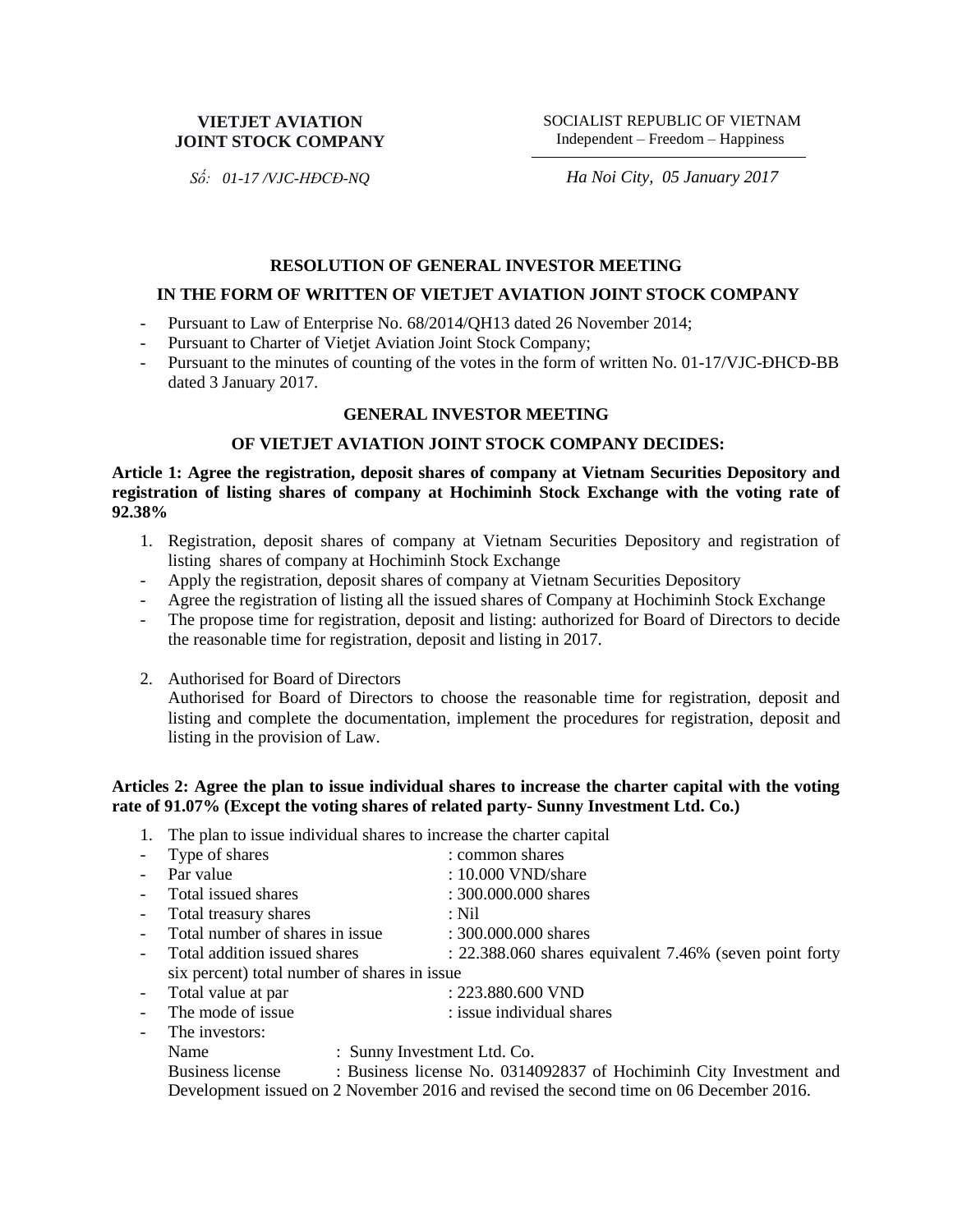**VIETJET AVIATION JOINT STOCK COMPANY**

*Số: 01-17 /VJC-HĐCĐ-NQ*

SOCIALIST REPUBLIC OF VIETNAM
Independent – Freedom – Happiness

*Ha Noi City, 05 January 2017*

**RESOLUTION OF GENERAL INVESTOR MEETING**

**IN THE FORM OF WRITTEN OF VIETJET AVIATION JOINT STOCK COMPANY**

- Pursuant to Law of Enterprise No. 68/2014/QH13 dated 26 November 2014;
- Pursuant to Charter of Vietjet Aviation Joint Stock Company;
- Pursuant to the minutes of counting of the votes in the form of written No. 01-17/VJC-ĐHCĐ-BB dated 3 January 2017.

**GENERAL INVESTOR MEETING**

**OF VIETJET AVIATION JOINT STOCK COMPANY DECIDES:**

**Article 1: Agree the registration, deposit shares of company at Vietnam Securities Depository and registration of listing shares of company at Hochiminh Stock Exchange with the voting rate of 92.38%**

1. Registration, deposit shares of company at Vietnam Securities Depository and registration of listing shares of company at Hochiminh Stock Exchange
- Apply the registration, deposit shares of company at Vietnam Securities Depository
- Agree the registration of listing all the issued shares of Company at Hochiminh Stock Exchange
- The propose time for registration, deposit and listing: authorized for Board of Directors to decide the reasonable time for registration, deposit and listing in 2017.

2. Authorised for Board of Directors
   Authorised for Board of Directors to choose the reasonable time for registration, deposit and listing and complete the documentation, implement the procedures for registration, deposit and listing in the provision of Law.

**Articles 2: Agree the plan to issue individual shares to increase the charter capital with the voting rate of 91.07% (Except the voting shares of related party- Sunny Investment Ltd. Co.)**

1. The plan to issue individual shares to increase the charter capital
- Type of shares : common shares
- Par value : 10.000 VND/share
- Total issued shares : 300.000.000 shares
- Total treasury shares : Nil
- Total number of shares in issue : 300.000.000 shares
- Total addition issued shares : 22.388.060 shares equivalent 7.46% (seven point forty six percent) total number of shares in issue
- Total value at par : 223.880.600 VND
- The mode of issue : issue individual shares
- The investors:
  Name : Sunny Investment Ltd. Co.
  Business license : Business license No. 0314092837 of Hochiminh City Investment and Development issued on 2 November 2016 and revised the second time on 06 December 2016.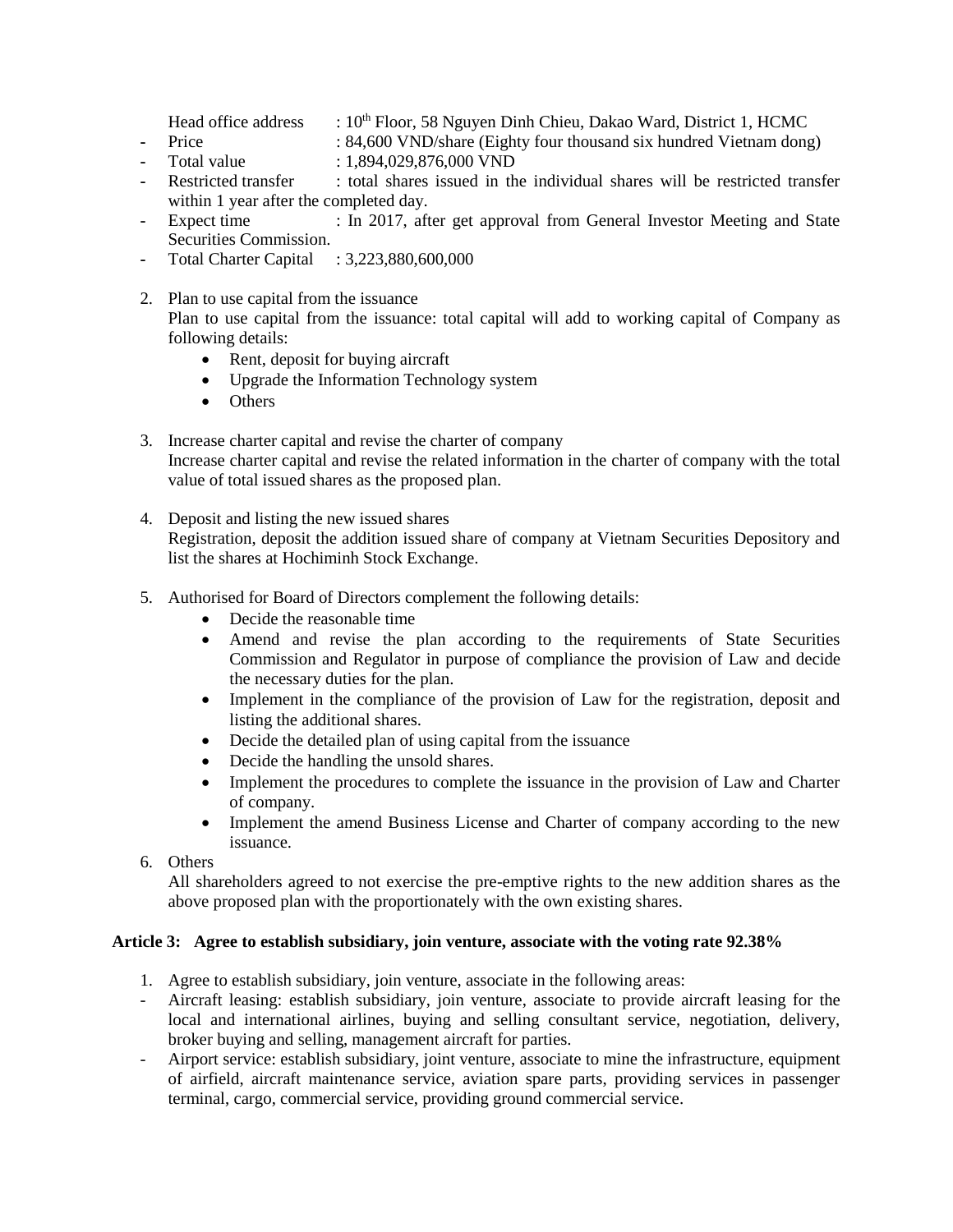Head office address : 10th Floor, 58 Nguyen Dinh Chieu, Dakao Ward, District 1, HCMC

- Price : 84,600 VND/share (Eighty four thousand six hundred Vietnam dong)
- Total value : 1,894,029,876,000 VND
- Restricted transfer : total shares issued in the individual shares will be restricted transfer within 1 year after the completed day.
- Expect time : In 2017, after get approval from General Investor Meeting and State Securities Commission.
- Total Charter Capital : 3,223,880,600,000

2. Plan to use capital from the issuance
   Plan to use capital from the issuance: total capital will add to working capital of Company as following details:
   - Rent, deposit for buying aircraft
   - Upgrade the Information Technology system
   - Others

3. Increase charter capital and revise the charter of company
   Increase charter capital and revise the related information in the charter of company with the total value of total issued shares as the proposed plan.

4. Deposit and listing the new issued shares
   Registration, deposit the addition issued share of company at Vietnam Securities Depository and list the shares at Hochiminh Stock Exchange.

5. Authorised for Board of Directors complement the following details:
   - Decide the reasonable time
   - Amend and revise the plan according to the requirements of State Securities Commission and Regulator in purpose of compliance the provision of Law and decide the necessary duties for the plan.
   - Implement in the compliance of the provision of Law for the registration, deposit and listing the additional shares.
   - Decide the detailed plan of using capital from the issuance
   - Decide the handling the unsold shares.
   - Implement the procedures to complete the issuance in the provision of Law and Charter of company.
   - Implement the amend Business License and Charter of company according to the new issuance.

6. Others
   All shareholders agreed to not exercise the pre-emptive rights to the new addition shares as the above proposed plan with the proportionately with the own existing shares.

**Article 3: Agree to establish subsidiary, join venture, associate with the voting rate 92.38%**

1. Agree to establish subsidiary, join venture, associate in the following areas:

- Aircraft leasing: establish subsidiary, join venture, associate to provide aircraft leasing for the local and international airlines, buying and selling consultant service, negotiation, delivery, broker buying and selling, management aircraft for parties.
- Airport service: establish subsidiary, joint venture, associate to mine the infrastructure, equipment of airfield, aircraft maintenance service, aviation spare parts, providing services in passenger terminal, cargo, commercial service, providing ground commercial service.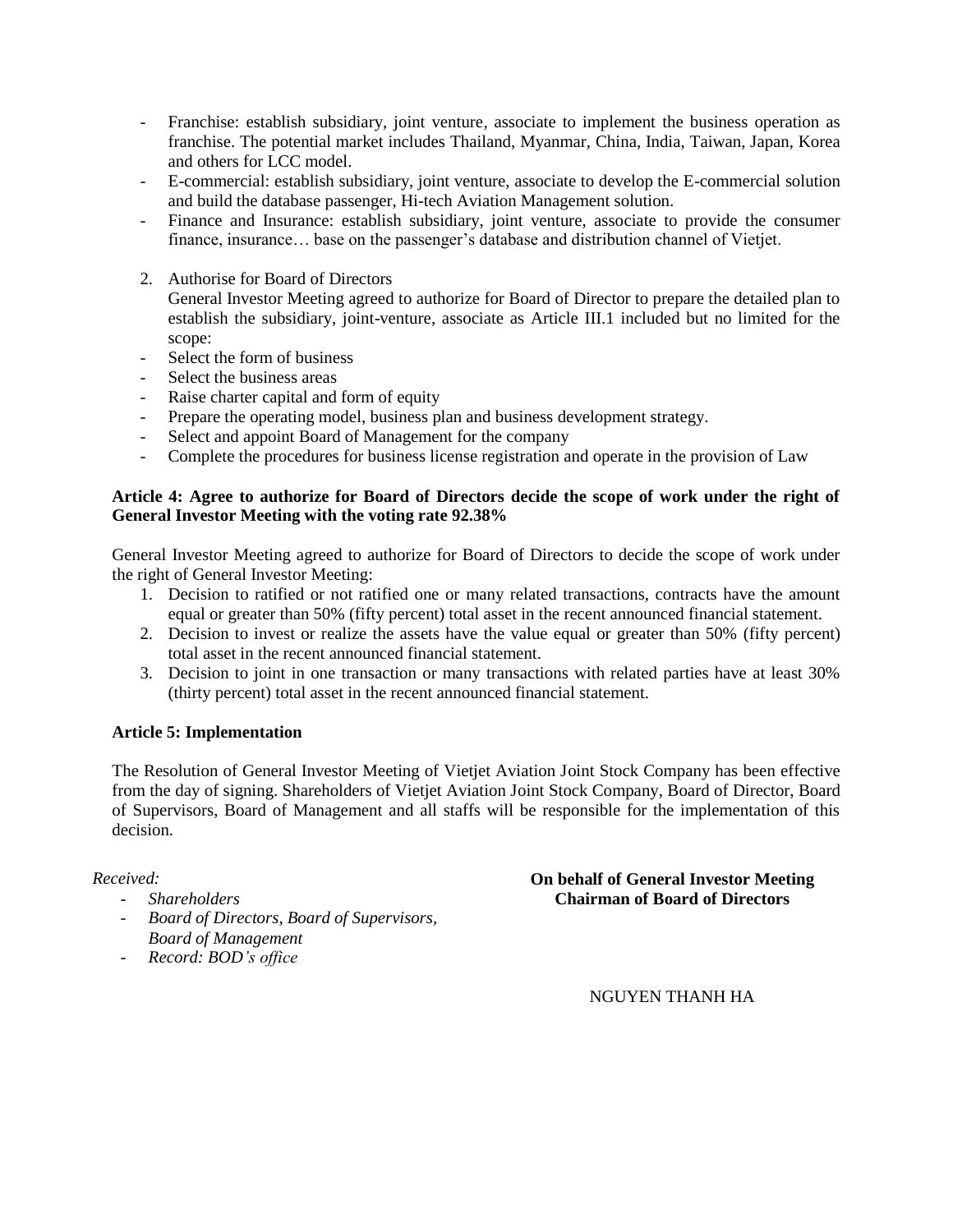- Franchise: establish subsidiary, joint venture, associate to implement the business operation as franchise. The potential market includes Thailand, Myanmar, China, India, Taiwan, Japan, Korea and others for LCC model.
- E-commercial: establish subsidiary, joint venture, associate to develop the E-commercial solution and build the database passenger, Hi-tech Aviation Management solution.
- Finance and Insurance: establish subsidiary, joint venture, associate to provide the consumer finance, insurance… base on the passenger's database and distribution channel of Vietjet.

2. Authorise for Board of Directors

   General Investor Meeting agreed to authorize for Board of Director to prepare the detailed plan to establish the subsidiary, joint-venture, associate as Article III.1 included but no limited for the scope:

- Select the form of business
- Select the business areas
- Raise charter capital and form of equity
- Prepare the operating model, business plan and business development strategy.
- Select and appoint Board of Management for the company
- Complete the procedures for business license registration and operate in the provision of Law

**Article 4: Agree to authorize for Board of Directors decide the scope of work under the right of General Investor Meeting with the voting rate 92.38%**

General Investor Meeting agreed to authorize for Board of Directors to decide the scope of work under the right of General Investor Meeting:

1. Decision to ratified or not ratified one or many related transactions, contracts have the amount equal or greater than 50% (fifty percent) total asset in the recent announced financial statement.
2. Decision to invest or realize the assets have the value equal or greater than 50% (fifty percent) total asset in the recent announced financial statement.
3. Decision to joint in one transaction or many transactions with related parties have at least 30% (thirty percent) total asset in the recent announced financial statement.

**Article 5: Implementation**

The Resolution of General Investor Meeting of Vietjet Aviation Joint Stock Company has been effective from the day of signing. Shareholders of Vietjet Aviation Joint Stock Company, Board of Director, Board of Supervisors, Board of Management and all staffs will be responsible for the implementation of this decision.

*Received:*

- *Shareholders*
- *Board of Directors, Board of Supervisors, Board of Management*
- *Record: BOD's office*

**On behalf of General Investor Meeting**
**Chairman of Board of Directors**

NGUYEN THANH HA